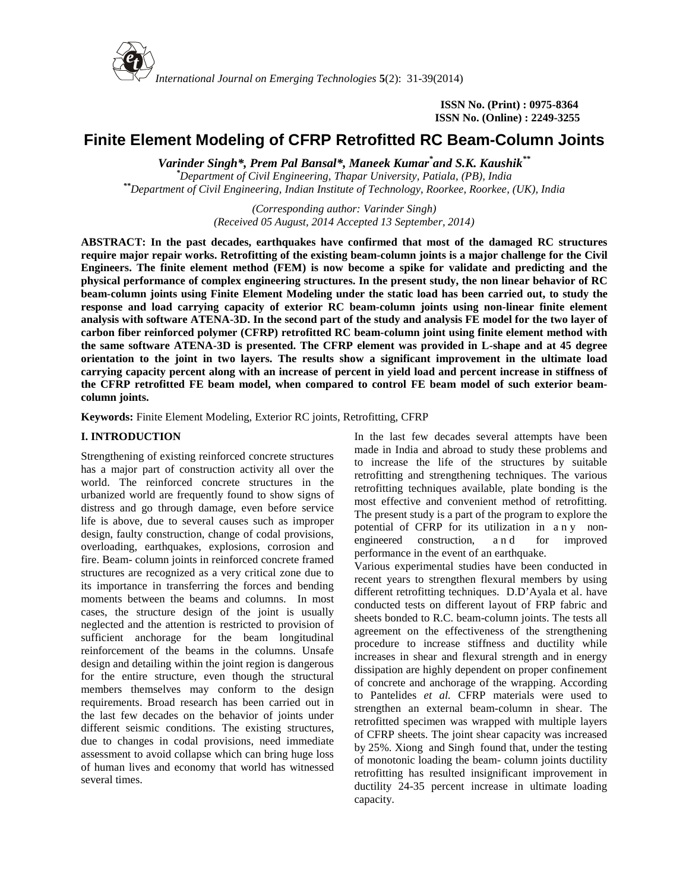ISSN No. (Print) : 0975-8364
ISSN No. (Online) : 2249-3255

# Finite Element Modeling of CFRP Retrofitted RC Beam-Column Joints

***Varinder Singh*, Prem Pal Bansal*, Maneek Kumar*and S.K. Kaushik****

*\*Department of Civil Engineering, Thapar University, Patiala, (PB), India*
*\*\*Department of Civil Engineering, Indian Institute of Technology, Roorkee, Roorkee, (UK), India*

*(Corresponding author: Varinder Singh)*
*(Received 05 August, 2014 Accepted 13 September, 2014)*

**ABSTRACT: In the past decades, earthquakes have confirmed that most of the damaged RC structures require major repair works. Retrofitting of the existing beam-column joints is a major challenge for the Civil Engineers. The finite element method (FEM) is now become a spike for validate and predicting and the physical performance of complex engineering structures. In the present study, the non linear behavior of RC beam-column joints using Finite Element Modeling under the static load has been carried out, to study the response and load carrying capacity of exterior RC beam-column joints using non-linear finite element analysis with software ATENA-3D. In the second part of the study and analysis FE model for the two layer of carbon fiber reinforced polymer (CFRP) retrofitted RC beam-column joint using finite element method with the same software ATENA-3D is presented. The CFRP element was provided in L-shape and at 45 degree orientation to the joint in two layers. The results show a significant improvement in the ultimate load carrying capacity percent along with an increase of percent in yield load and percent increase in stiffness of the CFRP retrofitted FE beam model, when compared to control FE beam model of such exterior beam-column joints.**

**Keywords:** Finite Element Modeling, Exterior RC joints, Retrofitting, CFRP

## I. INTRODUCTION

Strengthening of existing reinforced concrete structures has a major part of construction activity all over the world. The reinforced concrete structures in the urbanized world are frequently found to show signs of distress and go through damage, even before service life is above, due to several causes such as improper design, faulty construction, change of codal provisions, overloading, earthquakes, explosions, corrosion and fire. Beam- column joints in reinforced concrete framed structures are recognized as a very critical zone due to its importance in transferring the forces and bending moments between the beams and columns. In most cases, the structure design of the joint is usually neglected and the attention is restricted to provision of sufficient anchorage for the beam longitudinal reinforcement of the beams in the columns. Unsafe design and detailing within the joint region is dangerous for the entire structure, even though the structural members themselves may conform to the design requirements. Broad research has been carried out in the last few decades on the behavior of joints under different seismic conditions. The existing structures, due to changes in codal provisions, need immediate assessment to avoid collapse which can bring huge loss of human lives and economy that world has witnessed several times.

In the last few decades several attempts have been made in India and abroad to study these problems and to increase the life of the structures by suitable retrofitting and strengthening techniques. The various retrofitting techniques available, plate bonding is the most effective and convenient method of retrofitting. The present study is a part of the program to explore the potential of CFRP for its utilization in any non-engineered construction, and for improved performance in the event of an earthquake.

Various experimental studies have been conducted in recent years to strengthen flexural members by using different retrofitting techniques. D.D'Ayala et al. have conducted tests on different layout of FRP fabric and sheets bonded to R.C. beam-column joints. The tests all agreement on the effectiveness of the strengthening procedure to increase stiffness and ductility while increases in shear and flexural strength and in energy dissipation are highly dependent on proper confinement of concrete and anchorage of the wrapping. According to Pantelides *et al.* CFRP materials were used to strengthen an external beam-column in shear. The retrofitted specimen was wrapped with multiple layers of CFRP sheets. The joint shear capacity was increased by 25%. Xiong and Singh found that, under the testing of monotonic loading the beam- column joints ductility retrofitting has resulted insignificant improvement in ductility 24-35 percent increase in ultimate loading capacity.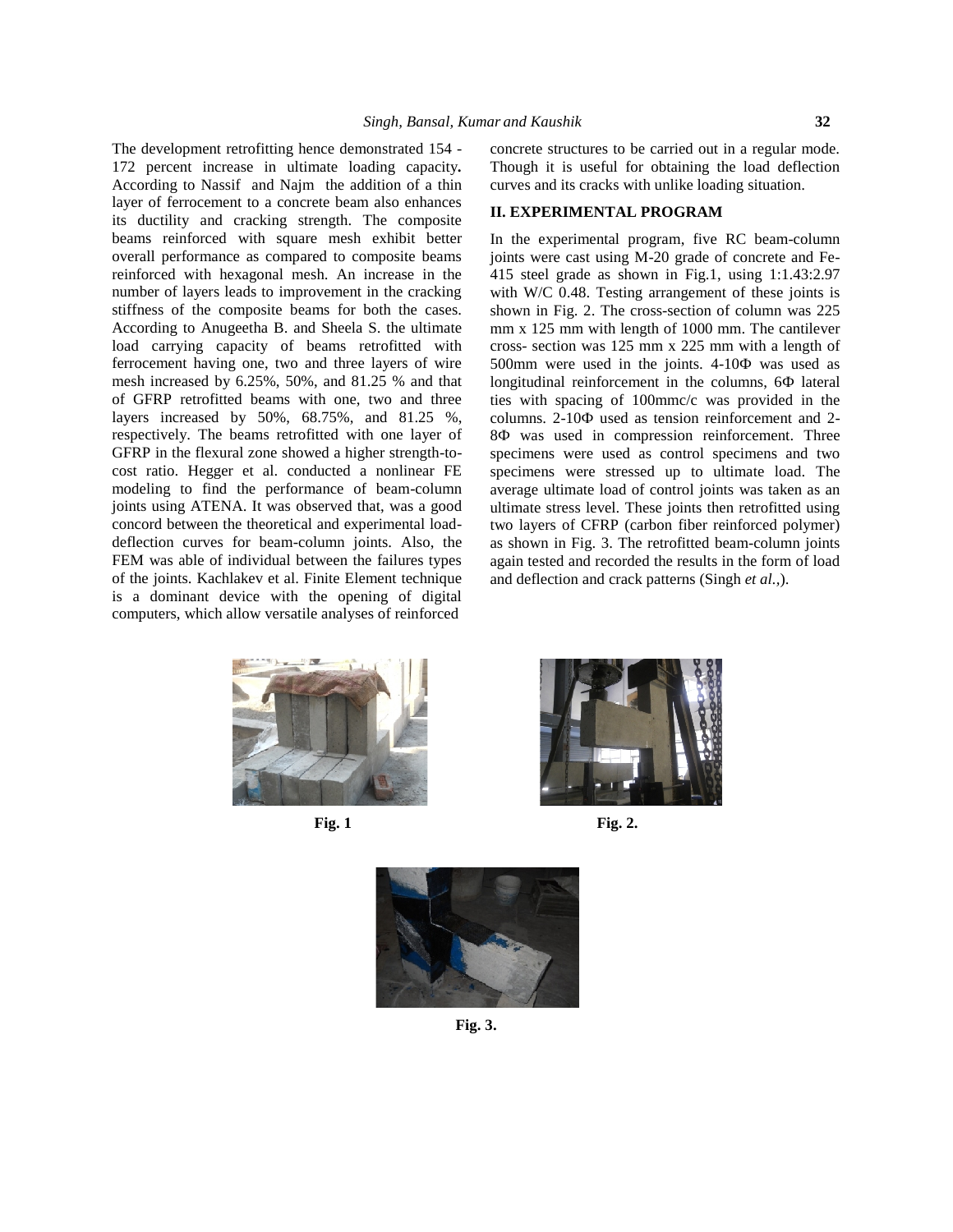The development retrofitting hence demonstrated 154 - 172 percent increase in ultimate loading capacity**.** According to Nassif and Najm the addition of a thin layer of ferrocement to a concrete beam also enhances its ductility and cracking strength. The composite beams reinforced with square mesh exhibit better overall performance as compared to composite beams reinforced with hexagonal mesh. An increase in the number of layers leads to improvement in the cracking stiffness of the composite beams for both the cases. According to Anugeetha B. and Sheela S. the ultimate load carrying capacity of beams retrofitted with ferrocement having one, two and three layers of wire mesh increased by 6.25%, 50%, and 81.25 % and that of GFRP retrofitted beams with one, two and three layers increased by 50%, 68.75%, and 81.25 %, respectively. The beams retrofitted with one layer of GFRP in the flexural zone showed a higher strength-to-cost ratio. Hegger et al. conducted a nonlinear FE modeling to find the performance of beam-column joints using ATENA. It was observed that, was a good concord between the theoretical and experimental load-deflection curves for beam-column joints. Also, the FEM was able of individual between the failures types of the joints. Kachlakev et al. Finite Element technique is a dominant device with the opening of digital computers, which allow versatile analyses of reinforced concrete structures to be carried out in a regular mode. Though it is useful for obtaining the load deflection curves and its cracks with unlike loading situation.

## II. EXPERIMENTAL PROGRAM

In the experimental program, five RC beam-column joints were cast using M-20 grade of concrete and Fe-415 steel grade as shown in Fig.1, using 1:1.43:2.97 with W/C 0.48. Testing arrangement of these joints is shown in Fig. 2. The cross-section of column was 225 mm x 125 mm with length of 1000 mm. The cantilever cross- section was 125 mm x 225 mm with a length of 500mm were used in the joints. 4-10Φ was used as longitudinal reinforcement in the columns, 6Φ lateral ties with spacing of 100mmc/c was provided in the columns. 2-10Φ used as tension reinforcement and 2-8Φ was used in compression reinforcement. Three specimens were used as control specimens and two specimens were stressed up to ultimate load. The average ultimate load of control joints was taken as an ultimate stress level. These joints then retrofitted using two layers of CFRP (carbon fiber reinforced polymer) as shown in Fig. 3. The retrofitted beam-column joints again tested and recorded the results in the form of load and deflection and crack patterns (Singh *et al.*,).

**Fig. 1**

**Fig. 2.**

**Fig. 3.**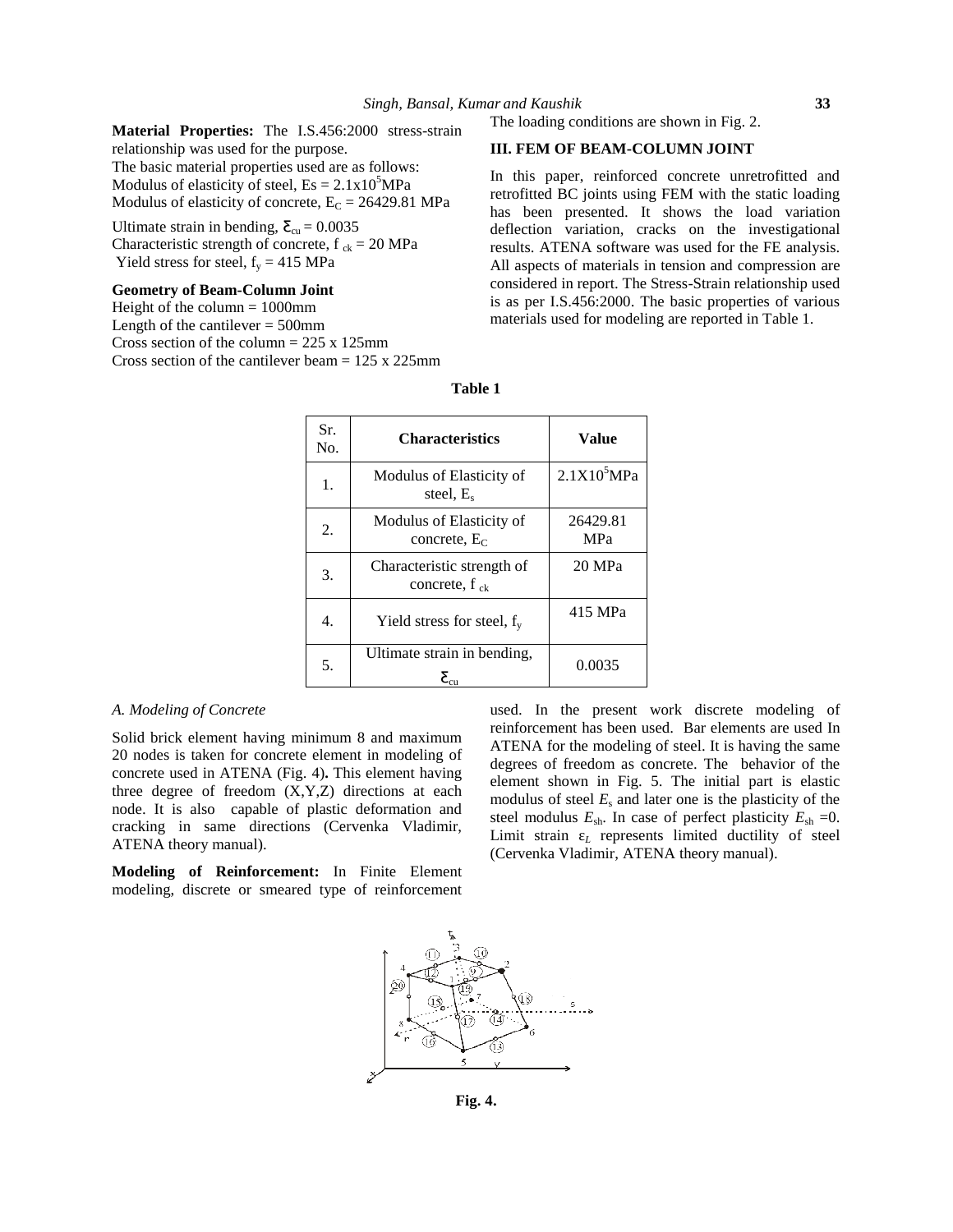**Material Properties:** The I.S.456:2000 stress-strain relationship was used for the purpose.
The basic material properties used are as follows:
Modulus of elasticity of steel, Es = $2.1 \times 10^5$MPa
Modulus of elasticity of concrete, $E_C$ = 26429.81 MPa

Ultimate strain in bending, $\varepsilon_{cu}$ = 0.0035
Characteristic strength of concrete, $f_{ck}$ = 20 MPa
Yield stress for steel, $f_y$ = 415 MPa

**Geometry of Beam-Column Joint**
Height of the column = 1000mm
Length of the cantilever = 500mm
Cross section of the column = 225 x 125mm
Cross section of the cantilever beam = 125 x 225mm

The loading conditions are shown in Fig. 2.

## III. FEM OF BEAM-COLUMN JOINT

In this paper, reinforced concrete unretrofitted and retrofitted BC joints using FEM with the static loading has been presented. It shows the load variation deflection variation, cracks on the investigational results. ATENA software was used for the FE analysis. All aspects of materials in tension and compression are considered in report. The Stress-Strain relationship used is as per I.S.456:2000. The basic properties of various materials used for modeling are reported in Table 1.

**Table 1**

| Sr. No. | Characteristics | Value |
|---|---|---|
| 1. | Modulus of Elasticity of steel, $E_s$ | $2.1 \times 10^5$MPa |
| 2. | Modulus of Elasticity of concrete, $E_C$ | 26429.81 MPa |
| 3. | Characteristic strength of concrete, $f_{ck}$ | 20 MPa |
| 4. | Yield stress for steel, $f_y$ | 415 MPa |
| 5. | Ultimate strain in bending, $\varepsilon_{cu}$ | 0.0035 |

*A. Modeling of Concrete*

Solid brick element having minimum 8 and maximum 20 nodes is taken for concrete element in modeling of concrete used in ATENA (Fig. 4). This element having three degree of freedom (X,Y,Z) directions at each node. It is also capable of plastic deformation and cracking in same directions (Cervenka Vladimir, ATENA theory manual).

**Modeling of Reinforcement:** In Finite Element modeling, discrete or smeared type of reinforcement used. In the present work discrete modeling of reinforcement has been used. Bar elements are used In ATENA for the modeling of steel. It is having the same degrees of freedom as concrete. The behavior of the element shown in Fig. 5. The initial part is elastic modulus of steel $E_s$ and later one is the plasticity of the steel modulus $E_{sh}$. In case of perfect plasticity $E_{sh}$ =0. Limit strain $\varepsilon_L$ represents limited ductility of steel (Cervenka Vladimir, ATENA theory manual).

**Fig. 4.**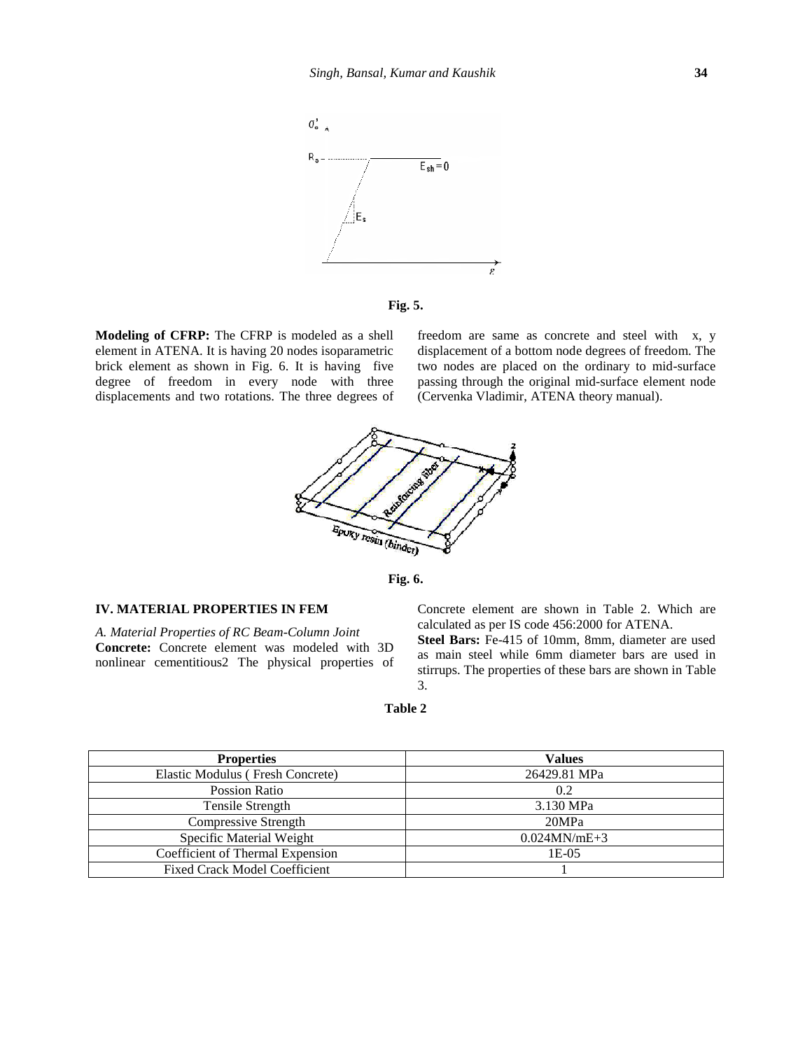Fig. 5.

**Modeling of CFRP:** The CFRP is modeled as a shell element in ATENA. It is having 20 nodes isoparametric brick element as shown in Fig. 6. It is having five degree of freedom in every node with three displacements and two rotations. The three degrees of freedom are same as concrete and steel with x, y displacement of a bottom node degrees of freedom. The two nodes are placed on the ordinary to mid-surface passing through the original mid-surface element node (Cervenka Vladimir, ATENA theory manual).

Fig. 6.

## IV. MATERIAL PROPERTIES IN FEM

*A. Material Properties of RC Beam-Column Joint*

**Concrete:** Concrete element was modeled with 3D nonlinear cementitious2 The physical properties of Concrete element are shown in Table 2. Which are calculated as per IS code 456:2000 for ATENA.

**Steel Bars:** Fe-415 of 10mm, 8mm, diameter are used as main steel while 6mm diameter bars are used in stirrups. The properties of these bars are shown in Table 3.

**Table 2**

| Properties | Values |
|---|---|
| Elastic Modulus ( Fresh Concrete) | 26429.81 MPa |
| Possion Ratio | 0.2 |
| Tensile Strength | 3.130 MPa |
| Compressive Strength | 20MPa |
| Specific Material Weight | 0.024MN/mE+3 |
| Coefficient of Thermal Expension | 1E-05 |
| Fixed Crack Model Coefficient | 1 |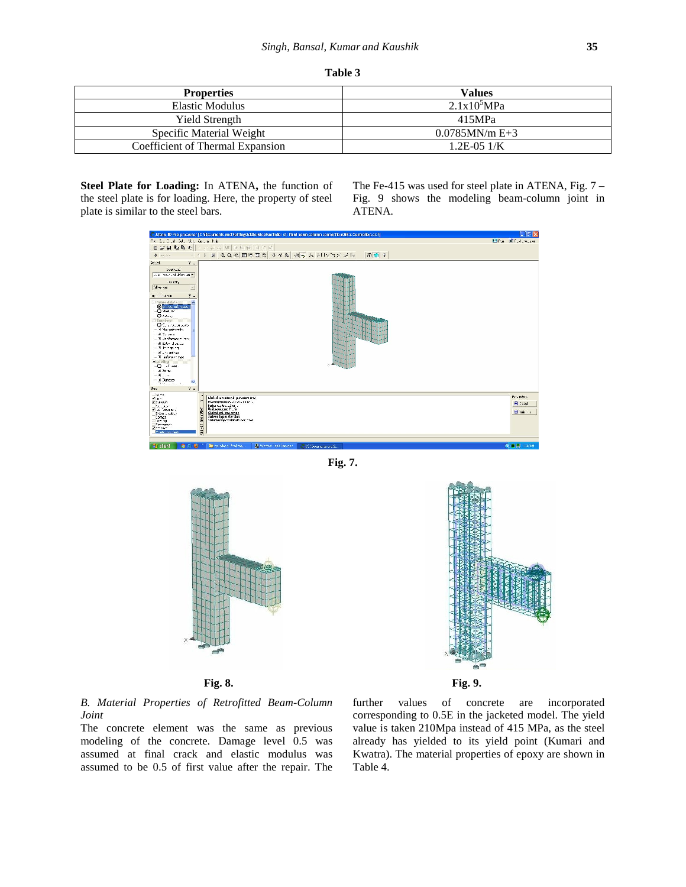**Table 3**

| Properties | Values |
|---|---|
| Elastic Modulus | $2.1 \times 10^5$MPa |
| Yield Strength | 415MPa |
| Specific Material Weight | 0.0785MN/m E+3 |
| Coefficient of Thermal Expansion | 1.2E-05 1/K |

**Steel Plate for Loading:** In ATENA**,** the function of the steel plate is for loading. Here, the property of steel plate is similar to the steel bars.

The Fe-415 was used for steel plate in ATENA, Fig. 7 – Fig. 9 shows the modeling beam-column joint in ATENA.

**Fig. 7.**

**Fig. 8.**

**Fig. 9.**

*B. Material Properties of Retrofitted Beam-Column Joint*

The concrete element was the same as previous modeling of the concrete. Damage level 0.5 was assumed at final crack and elastic modulus was assumed to be 0.5 of first value after the repair. The further values of concrete are incorporated corresponding to 0.5E in the jacketed model. The yield value is taken 210Mpa instead of 415 MPa, as the steel already has yielded to its yield point (Kumari and Kwatra). The material properties of epoxy are shown in Table 4.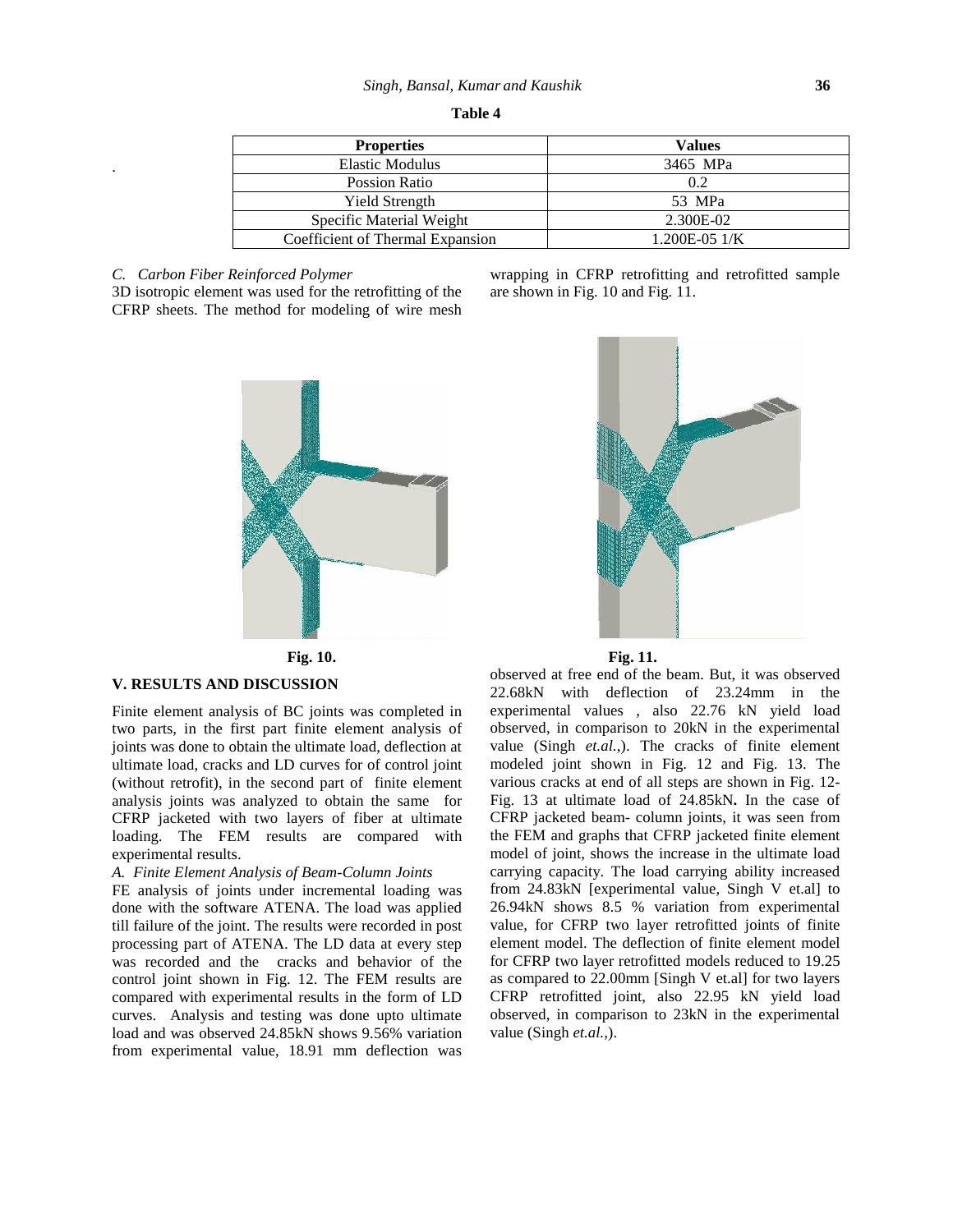**Table 4**

| Properties | Values |
|---|---|
| Elastic Modulus | 3465 MPa |
| Possion Ratio | 0.2 |
| Yield Strength | 53 MPa |
| Specific Material Weight | 2.300E-02 |
| Coefficient of Thermal Expansion | 1.200E-05 1/K |

*C. Carbon Fiber Reinforced Polymer*

3D isotropic element was used for the retrofitting of the CFRP sheets. The method for modeling of wire mesh wrapping in CFRP retrofitting and retrofitted sample are shown in Fig. 10 and Fig. 11.

**Fig. 10.**

**Fig. 11.**

## V. RESULTS AND DISCUSSION

Finite element analysis of BC joints was completed in two parts, in the first part finite element analysis of joints was done to obtain the ultimate load, deflection at ultimate load, cracks and LD curves for of control joint (without retrofit), in the second part of finite element analysis joints was analyzed to obtain the same for CFRP jacketed with two layers of fiber at ultimate loading. The FEM results are compared with experimental results.

*A. Finite Element Analysis of Beam-Column Joints*

FE analysis of joints under incremental loading was done with the software ATENA. The load was applied till failure of the joint. The results were recorded in post processing part of ATENA. The LD data at every step was recorded and the cracks and behavior of the control joint shown in Fig. 12. The FEM results are compared with experimental results in the form of LD curves. Analysis and testing was done upto ultimate load and was observed 24.85kN shows 9.56% variation from experimental value, 18.91 mm deflection was observed at free end of the beam. But, it was observed 22.68kN with deflection of 23.24mm in the experimental values , also 22.76 kN yield load observed, in comparison to 20kN in the experimental value (Singh *et.al.*,). The cracks of finite element modeled joint shown in Fig. 12 and Fig. 13. The various cracks at end of all steps are shown in Fig. 12-Fig. 13 at ultimate load of 24.85kN**.** In the case of CFRP jacketed beam- column joints, it was seen from the FEM and graphs that CFRP jacketed finite element model of joint, shows the increase in the ultimate load carrying capacity. The load carrying ability increased from 24.83kN [experimental value, Singh V et.al] to 26.94kN shows 8.5 % variation from experimental value, for CFRP two layer retrofitted joints of finite element model. The deflection of finite element model for CFRP two layer retrofitted models reduced to 19.25 as compared to 22.00mm [Singh V et.al] for two layers CFRP retrofitted joint, also 22.95 kN yield load observed, in comparison to 23kN in the experimental value (Singh *et.al.*,).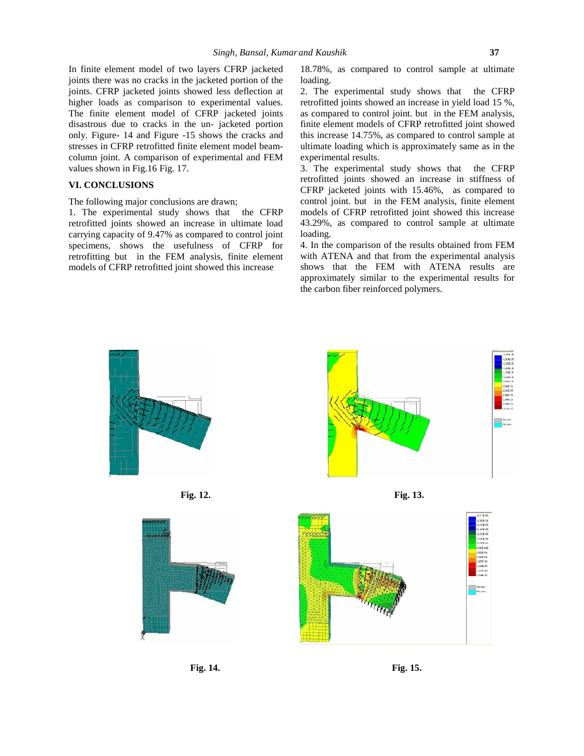In finite element model of two layers CFRP jacketed joints there was no cracks in the jacketed portion of the joints. CFRP jacketed joints showed less deflection at higher loads as comparison to experimental values. The finite element model of CFRP jacketed joints disastrous due to cracks in the un- jacketed portion only. Figure- 14 and Figure -15 shows the cracks and stresses in CFRP retrofitted finite element model beam-column joint. A comparison of experimental and FEM values shown in Fig.16 Fig. 17.

## VI. CONCLUSIONS

The following major conclusions are drawn;

1. The experimental study shows that the CFRP retrofitted joints showed an increase in ultimate load carrying capacity of 9.47% as compared to control joint specimens, shows the usefulness of CFRP for retrofitting but in the FEM analysis, finite element models of CFRP retrofitted joint showed this increase 18.78%, as compared to control sample at ultimate loading.
2. The experimental study shows that the CFRP retrofitted joints showed an increase in yield load 15 %, as compared to control joint. but in the FEM analysis, finite element models of CFRP retrofitted joint showed this increase 14.75%, as compared to control sample at ultimate loading which is approximately same as in the experimental results.
3. The experimental study shows that the CFRP retrofitted joints showed an increase in stiffness of CFRP jacketed joints with 15.46%, as compared to control joint. but in the FEM analysis, finite element models of CFRP retrofitted joint showed this increase 43.29%, as compared to control sample at ultimate loading.
4. In the comparison of the results obtained from FEM with ATENA and that from the experimental analysis shows that the FEM with ATENA results are approximately similar to the experimental results for the carbon fiber reinforced polymers.

**Fig. 12.**

**Fig. 13.**

**Fig. 14.**

**Fig. 15.**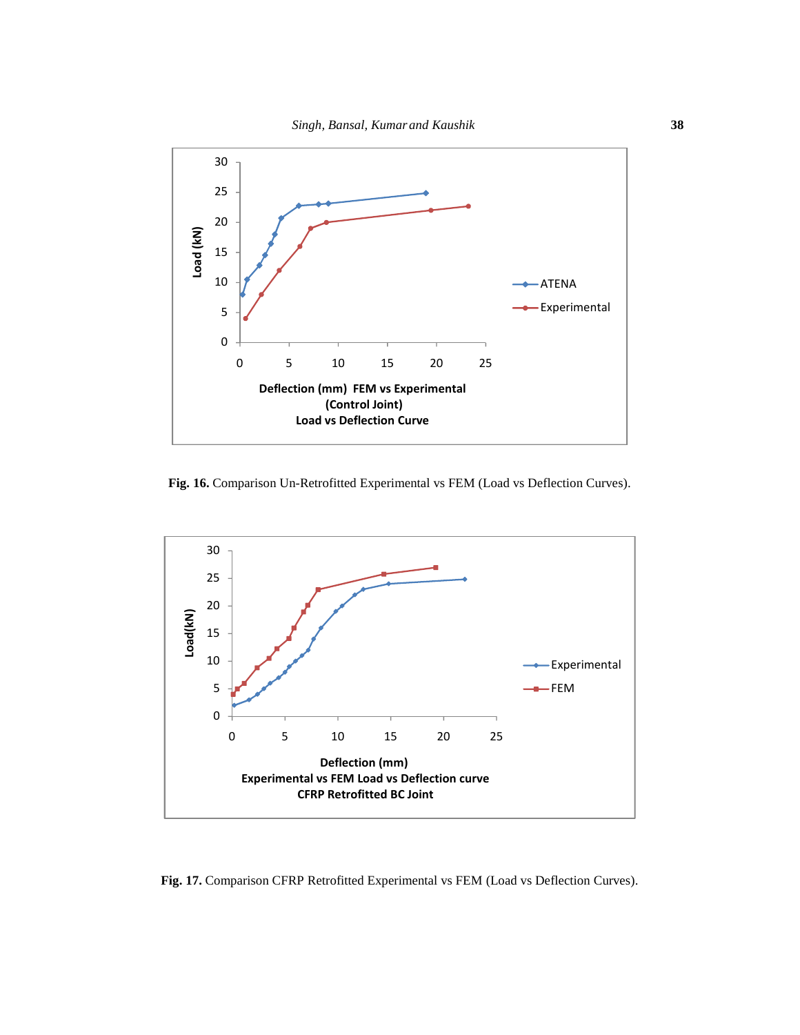Fig. 16. Comparison Un-Retrofitted Experimental vs FEM (Load vs Deflection Curves).

Fig. 17. Comparison CFRP Retrofitted Experimental vs FEM (Load vs Deflection Curves).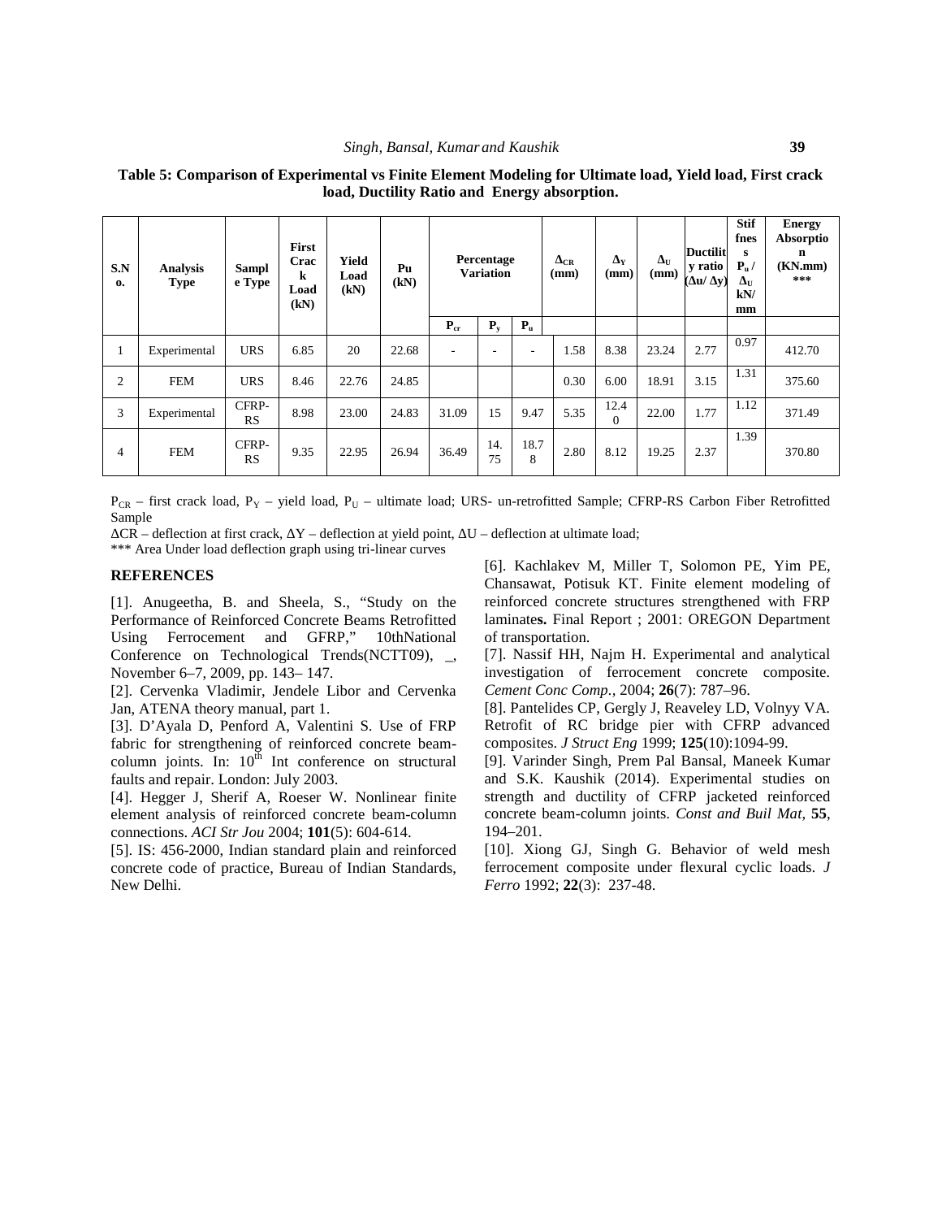**Table 5: Comparison of Experimental vs Finite Element Modeling for Ultimate load, Yield load, First crack load, Ductility Ratio and Energy absorption.**

| S.No. | Analysis Type | Sample Type | First Crack Load (kN) | Yield Load (kN) | Pu (kN) | Percentage Variation | | | $\Delta_{CR}$ (mm) | $\Delta_Y$ (mm) | $\Delta_U$ (mm) | Ductility ratio ($\Delta u/\Delta y$) | Stiffness $P_u/\Delta_U$ kN/mm | Energy Absorption (KN.mm) *** |
|---|---|---|---|---|---|---|---|---|---|---|---|---|---|---|
| | | | | | | $P_{cr}$ | $P_y$ | $P_u$ | | | | | | |
| 1 | Experimental | URS | 6.85 | 20 | 22.68 | - | - | - | 1.58 | 8.38 | 23.24 | 2.77 | 0.97 | 412.70 |
| 2 | FEM | URS | 8.46 | 22.76 | 24.85 | | | | 0.30 | 6.00 | 18.91 | 3.15 | 1.31 | 375.60 |
| 3 | Experimental | CFRP-RS | 8.98 | 23.00 | 24.83 | 31.09 | 15 | 9.47 | 5.35 | 12.40 | 22.00 | 1.77 | 1.12 | 371.49 |
| 4 | FEM | CFRP-RS | 9.35 | 22.95 | 26.94 | 36.49 | 14.75 | 18.78 | 2.80 | 8.12 | 19.25 | 2.37 | 1.39 | 370.80 |

$P_{CR}$ – first crack load, $P_Y$ – yield load, $P_U$ – ultimate load; URS- un-retrofitted Sample; CFRP-RS Carbon Fiber Retrofitted Sample

$\Delta$CR – deflection at first crack, $\Delta$Y – deflection at yield point, $\Delta$U – deflection at ultimate load;

*** Area Under load deflection graph using tri-linear curves

## REFERENCES

[1]. Anugeetha, B. and Sheela, S., "Study on the Performance of Reinforced Concrete Beams Retrofitted Using Ferrocement and GFRP," 10thNational Conference on Technological Trends(NCTT09), _, November 6–7, 2009, pp. 143– 147.

[2]. Cervenka Vladimir, Jendele Libor and Cervenka Jan, ATENA theory manual, part 1.

[3]. D'Ayala D, Penford A, Valentini S. Use of FRP fabric for strengthening of reinforced concrete beam-column joints. In: 10th Int conference on structural faults and repair. London: July 2003.

[4]. Hegger J, Sherif A, Roeser W. Nonlinear finite element analysis of reinforced concrete beam-column connections. *ACI Str Jou* 2004; **101**(5): 604-614.

[5]. IS: 456-2000, Indian standard plain and reinforced concrete code of practice, Bureau of Indian Standards, New Delhi.

[6]. Kachlakev M, Miller T, Solomon PE, Yim PE, Chansawat, Potisuk KT. Finite element modeling of reinforced concrete structures strengthened with FRP laminate**s.** Final Report ; 2001: OREGON Department of transportation.

[7]. Nassif HH, Najm H. Experimental and analytical investigation of ferrocement concrete composite. *Cement Conc Comp.*, 2004; **26**(7): 787–96.

[8]. Pantelides CP, Gergly J, Reaveley LD, Volnyy VA. Retrofit of RC bridge pier with CFRP advanced composites. *J Struct Eng* 1999; **125**(10):1094-99.

[9]. Varinder Singh, Prem Pal Bansal, Maneek Kumar and S.K. Kaushik (2014). Experimental studies on strength and ductility of CFRP jacketed reinforced concrete beam-column joints. *Const and Buil Mat,* **55**, 194–201.

[10]. Xiong GJ, Singh G. Behavior of weld mesh ferrocement composite under flexural cyclic loads. *J Ferro* 1992; **22**(3): 237-48.